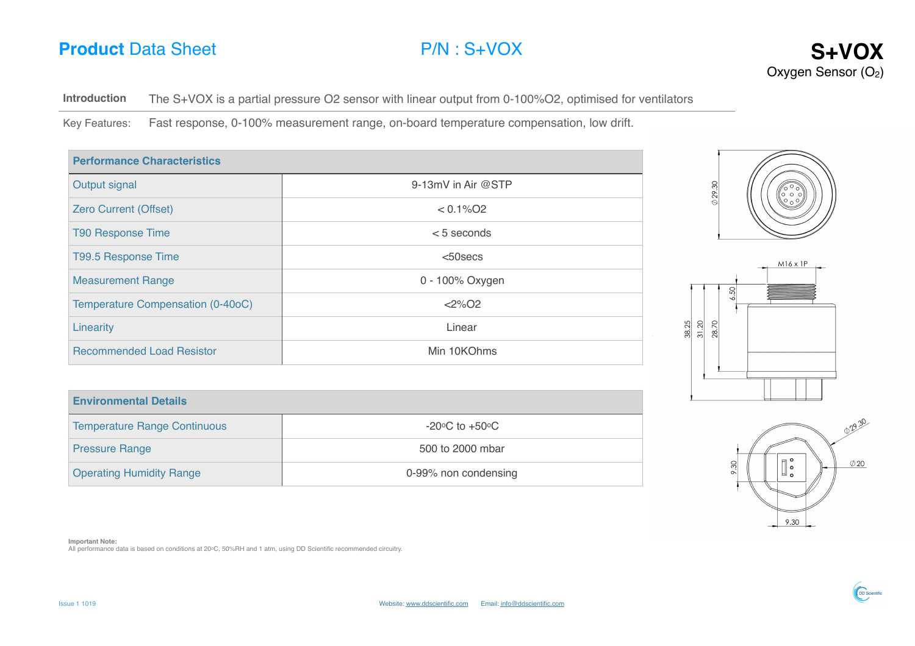# Product Data Sheet

## P/N : S+VOX

## S+VOX

Oxygen Sensor ($O_2$)

**Introduction** The S+VOX is a partial pressure O2 sensor with linear output from 0-100%O2, optimised for ventilators

Key Features: Fast response, 0-100% measurement range, on-board temperature compensation, low drift.

| Performance Characteristics | |
|---|---|
| Output signal | 9-13mV in Air @STP |
| Zero Current (Offset) | < 0.1%O2 |
| T90 Response Time | < 5 seconds |
| T99.5 Response Time | <50secs |
| Measurement Range | 0 - 100% Oxygen |
| Temperature Compensation (0-40oC) | <2%O2 |
| Linearity | Linear |
| Recommended Load Resistor | Min 10KOhms |

| Environmental Details | |
|---|---|
| Temperature Range Continuous | -20°C to +50°C |
| Pressure Range | 500 to 2000 mbar |
| Operating Humidity Range | 0-99% non condensing |

Ø29.30

M16 x 1P

6.50

38.25

31.20

28.70

Ø29.30

Ø20

9.30

9.30

**Important Note:**
All performance data is based on conditions at 20°C, 50%RH and 1 atm, using DD Scientific recommended circuitry.

Issue 1 1019

Website: www.ddscientific.com Email: info@ddscientific.com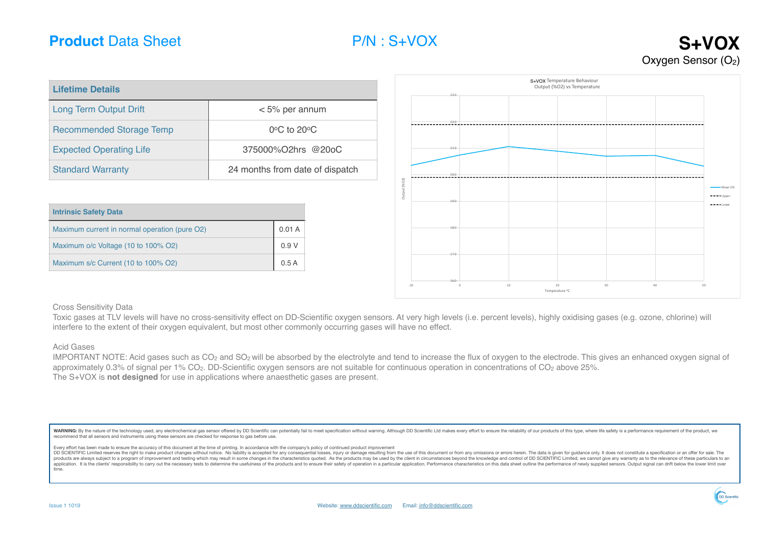# **Product** Data Sheet

P/N : S+VOX

**S+VOX**
Oxygen Sensor ($O_2$)

| Lifetime Details | |
|---|---|
| Long Term Output Drift | < 5% per annum |
| Recommended Storage Temp | 0°C to 20°C |
| Expected Operating Life | 375000%O2hrs @20oC |
| Standard Warranty | 24 months from date of dispatch |

| Intrinsic Safety Data | |
|---|---|
| Maximum current in normal operation (pure O2) | 0.01 A |
| Maximum o/c Voltage (10 to 100% O2) | 0.9 V |
| Maximum s/c Current (10 to 100% O2) | 0.5 A |

S+VOX Temperature Behaviour
Output (%O2) vs Temperature

Output (%O2)

23.0
22.0
21.0
20.0
19.0
18.0
17.0
16.0

-10
0
10
20
30
40
50

Temperature ºC

Mean DD
Upper
Lower

Cross Sensitivity Data

Toxic gases at TLV levels will have no cross-sensitivity effect on DD-Scientific oxygen sensors. At very high levels (i.e. percent levels), highly oxidising gases (e.g. ozone, chlorine) will interfere to the extent of their oxygen equivalent, but most other commonly occurring gases will have no effect.

Acid Gases

IMPORTANT NOTE: Acid gases such as $CO_2$ and $SO_2$ will be absorbed by the electrolyte and tend to increase the flux of oxygen to the electrode. This gives an enhanced oxygen signal of approximately 0.3% of signal per 1% $CO_2$. DD-Scientific oxygen sensors are not suitable for continuous operation in concentrations of $CO_2$ above 25%.
The S+VOX is **not designed** for use in applications where anaesthetic gases are present.

**WARNING:** By the nature of the technology used, any electrochemical gas sensor offered by DD Scientific can potentially fail to meet specification without warning. Although DD Scientific Ltd makes every effort to ensure the reliability of our products of this type, where life safety is a performance requirement of the product, we recommend that all sensors and instruments using these sensors are checked for response to gas before use.

Every effort has been made to ensure the accuracy of this document at the time of printing. In accordance with the company's policy of continued product improvement DD SCIENTIFIC Limited reserves the right to make product changes without notice. No liability is accepted for any consequential losses, injury or damage resulting from the use of this document or from any omissions or errors herein. The data is given for guidance only. It does not constitute a specification or an offer for sale. The products are always subject to a program of improvement and testing which may result in some changes in the characteristics quoted. As the products may be used by the client in circumstances beyond the knowledge and control of DD SCIENTIFIC Limited, we cannot give any warranty as to the relevance of these particulars to an application. It is the clients' responsibility to carry out the necessary tests to determine the usefulness of the products and to ensure their safety of operation in a particular application. Performance characteristics on this data sheet outline the performance of newly supplied sensors. Output signal can drift below the lower limit over time.

Issue 1 1019

Website: www.ddscientific.com Email: info@ddscientific.com